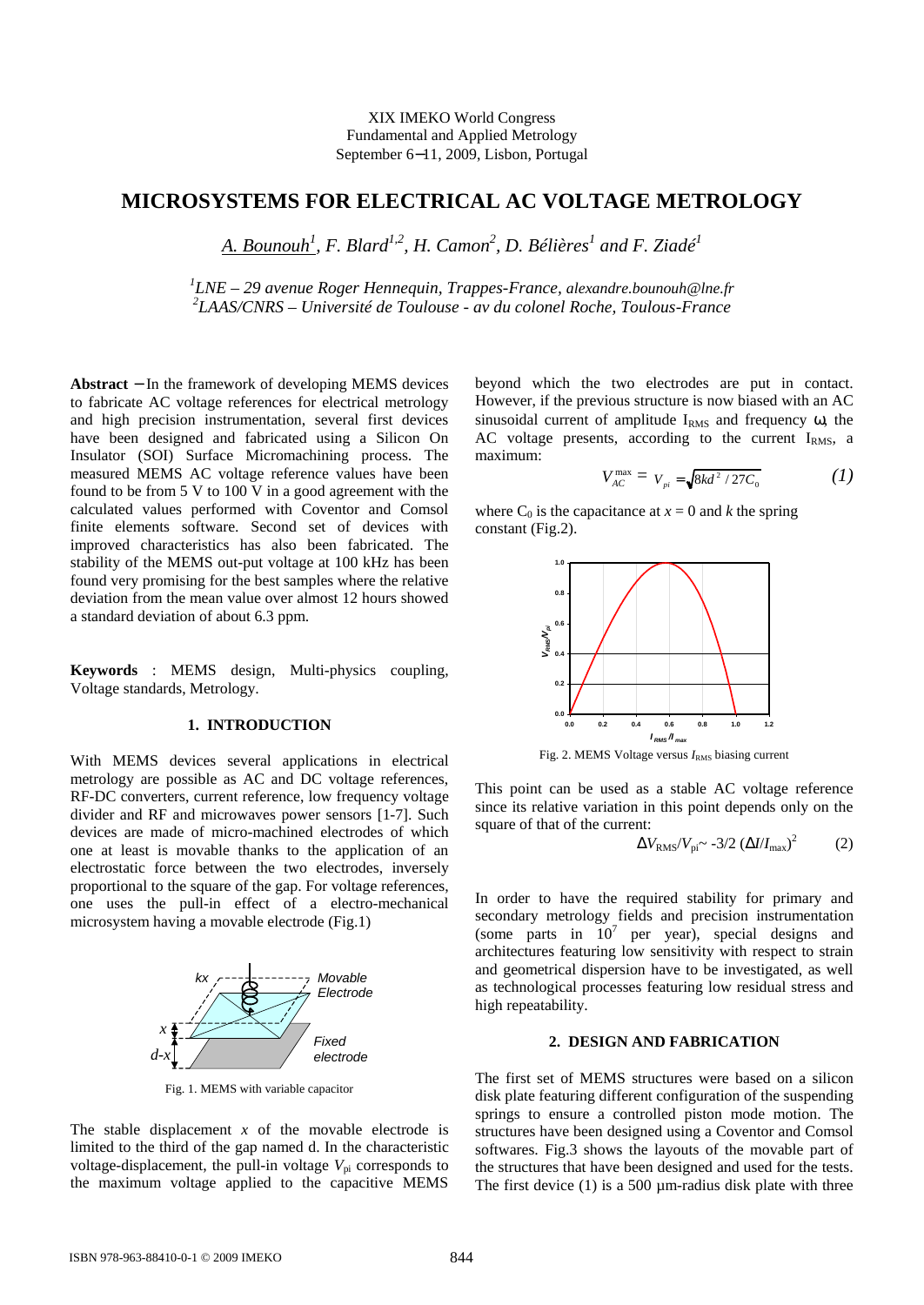XIX IMEKO World Congress
Fundamental and Applied Metrology
September 6−11, 2009, Lisbon, Portugal

# MICROSYSTEMS FOR ELECTRICAL AC VOLTAGE METROLOGY

*A. Bounouh[1], F. Blard[1,2], H. Camon[2], D. Bélières[1] and F. Ziadé[1]*

*[1]LNE – 29 avenue Roger Hennequin, Trappes-France, alexandre.bounouh@lne.fr*
*[2]LAAS/CNRS – Université de Toulouse - av du colonel Roche, Toulouse-France*

**Abstract** − In the framework of developing MEMS devices to fabricate AC voltage references for electrical metrology and high precision instrumentation, several first devices have been designed and fabricated using a Silicon On Insulator (SOI) Surface Micromachining process. The measured MEMS AC voltage reference values have been found to be from 5 V to 100 V in a good agreement with the calculated values performed with Coventor and Comsol finite elements software. Second set of devices with improved characteristics has also been fabricated. The stability of the MEMS out-put voltage at 100 kHz has been found very promising for the best samples where the relative deviation from the mean value over almost 12 hours showed a standard deviation of about 6.3 ppm.

**Keywords** : MEMS design, Multi-physics coupling, Voltage standards, Metrology.

## 1. INTRODUCTION

With MEMS devices several applications in electrical metrology are possible as AC and DC voltage references, RF-DC converters, current reference, low frequency voltage divider and RF and microwaves power sensors [1-7]. Such devices are made of micro-machined electrodes of which one at least is movable thanks to the application of an electrostatic force between the two electrodes, inversely proportional to the square of the gap. For voltage references, one uses the pull-in effect of a electro-mechanical microsystem having a movable electrode (Fig.1)

Fig. 1. MEMS with variable capacitor

The stable displacement $x$ of the movable electrode is limited to the third of the gap named d. In the characteristic voltage-displacement, the pull-in voltage $V_{pi}$ corresponds to the maximum voltage applied to the capacitive MEMS beyond which the two electrodes are put in contact. However, if the previous structure is now biased with an AC sinusoidal current of amplitude $I_{RMS}$ and frequency ω, the AC voltage presents, according to the current $I_{RMS}$, a maximum:

$$V_{AC}^{max} = V_{pi} = \sqrt{8kd^2/27C_0} \qquad (1)$$

where $C_0$ is the capacitance at $x = 0$ and $k$ the spring constant (Fig.2).

Fig. 2. MEMS Voltage versus $I_{RMS}$ biasing current

This point can be used as a stable AC voltage reference since its relative variation in this point depends only on the square of that of the current:

$$\Delta V_{RMS}/V_{pi} \sim -3/2\,(\Delta I/I_{max})^2 \qquad (2)$$

In order to have the required stability for primary and secondary metrology fields and precision instrumentation (some parts in $10^7$ per year), special designs and architectures featuring low sensitivity with respect to strain and geometrical dispersion have to be investigated, as well as technological processes featuring low residual stress and high repeatability.

## 2. DESIGN AND FABRICATION

The first set of MEMS structures were based on a silicon disk plate featuring different configuration of the suspending springs to ensure a controlled piston mode motion. The structures have been designed using a Coventor and Comsol softwares. Fig.3 shows the layouts of the movable part of the structures that have been designed and used for the tests. The first device (1) is a 500 µm-radius disk plate with three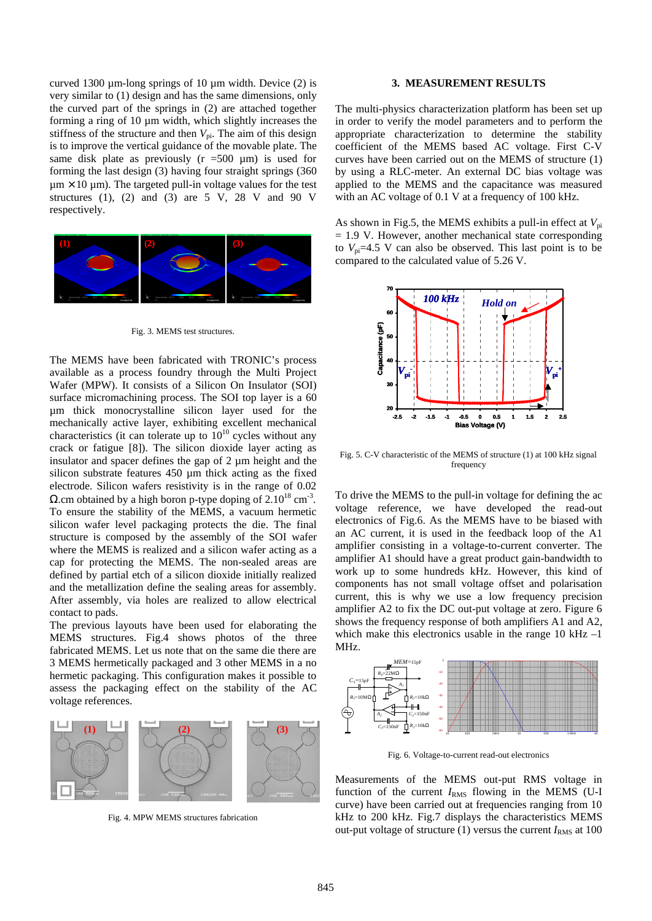curved 1300 µm-long springs of 10 µm width. Device (2) is very similar to (1) design and has the same dimensions, only the curved part of the springs in (2) are attached together forming a ring of 10 µm width, which slightly increases the stiffness of the structure and then $V_{pi}$. The aim of this design is to improve the vertical guidance of the movable plate. The same disk plate as previously (r =500 µm) is used for forming the last design (3) having four straight springs (360 µm × 10 µm). The targeted pull-in voltage values for the test structures (1), (2) and (3) are 5 V, 28 V and 90 V respectively.

Fig. 3. MEMS test structures.

The MEMS have been fabricated with TRONIC's process available as a process foundry through the Multi Project Wafer (MPW). It consists of a Silicon On Insulator (SOI) surface micromachining process. The SOI top layer is a 60 µm thick monocrystalline silicon layer used for the mechanically active layer, exhibiting excellent mechanical characteristics (it can tolerate up to $10^{10}$ cycles without any crack or fatigue [8]). The silicon dioxide layer acting as insulator and spacer defines the gap of 2 µm height and the silicon substrate features 450 µm thick acting as the fixed electrode. Silicon wafers resistivity is in the range of 0.02 Ω.cm obtained by a high boron p-type doping of $2.10^{18}$ cm$^{-3}$. To ensure the stability of the MEMS, a vacuum hermetic silicon wafer level packaging protects the die. The final structure is composed by the assembly of the SOI wafer where the MEMS is realized and a silicon wafer acting as a cap for protecting the MEMS. The non-sealed areas are defined by partial etch of a silicon dioxide initially realized and the metallization define the sealing areas for assembly. After assembly, via holes are realized to allow electrical contact to pads.
The previous layouts have been used for elaborating the MEMS structures. Fig.4 shows photos of the three fabricated MEMS. Let us note that on the same die there are 3 MEMS hermetically packaged and 3 other MEMS in a no hermetic packaging. This configuration makes it possible to assess the packaging effect on the stability of the AC voltage references.

Fig. 4. MPW MEMS structures fabrication

## 3. MEASUREMENT RESULTS

The multi-physics characterization platform has been set up in order to verify the model parameters and to perform the appropriate characterization to determine the stability coefficient of the MEMS based AC voltage. First C-V curves have been carried out on the MEMS of structure (1) by using a RLC-meter. An external DC bias voltage was applied to the MEMS and the capacitance was measured with an AC voltage of 0.1 V at a frequency of 100 kHz.

As shown in Fig.5, the MEMS exhibits a pull-in effect at $V_{pi}$ = 1.9 V. However, another mechanical state corresponding to $V_{pi}$=4.5 V can also be observed. This last point is to be compared to the calculated value of 5.26 V.

Fig. 5. C-V characteristic of the MEMS of structure (1) at 100 kHz signal frequency

To drive the MEMS to the pull-in voltage for defining the ac voltage reference, we have developed the read-out electronics of Fig.6. As the MEMS have to be biased with an AC current, it is used in the feedback loop of the A1 amplifier consisting in a voltage-to-current converter. The amplifier A1 should have a great product gain-bandwidth to work up to some hundreds kHz. However, this kind of components has not small voltage offset and polarisation current, this is why we use a low frequency precision amplifier A2 to fix the DC out-put voltage at zero. Figure 6 shows the frequency response of both amplifiers A1 and A2, which make this electronics usable in the range 10 kHz –1 MHz.

Fig. 6. Voltage-to-current read-out electronics

Measurements of the MEMS out-put RMS voltage in function of the current $I_{RMS}$ flowing in the MEMS (U-I curve) have been carried out at frequencies ranging from 10 kHz to 200 kHz. Fig.7 displays the characteristics MEMS out-put voltage of structure (1) versus the current $I_{RMS}$ at 100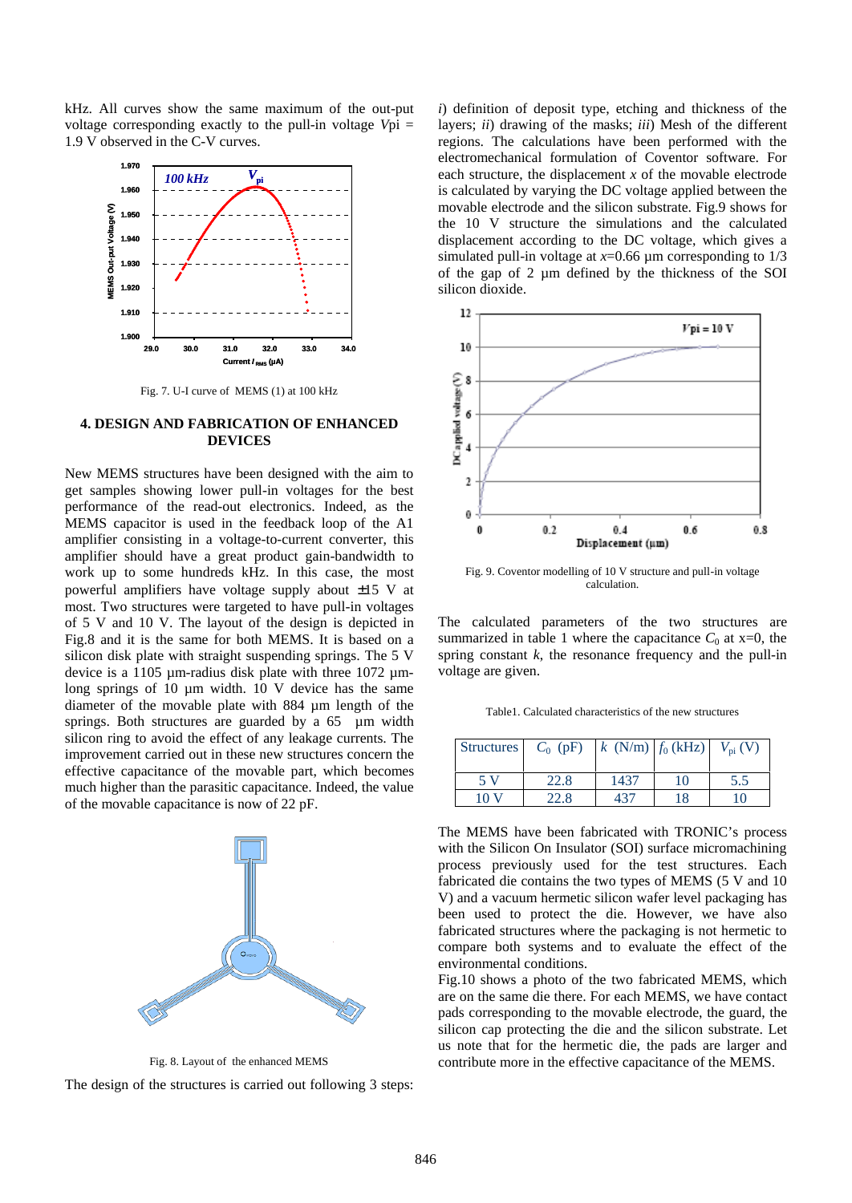kHz. All curves show the same maximum of the out-put voltage corresponding exactly to the pull-in voltage *V*pi = 1.9 V observed in the C-V curves.

Fig. 7. U-I curve of MEMS (1) at 100 kHz

## 4. DESIGN AND FABRICATION OF ENHANCED DEVICES

New MEMS structures have been designed with the aim to get samples showing lower pull-in voltages for the best performance of the read-out electronics. Indeed, as the MEMS capacitor is used in the feedback loop of the A1 amplifier consisting in a voltage-to-current converter, this amplifier should have a great product gain-bandwidth to work up to some hundreds kHz. In this case, the most powerful amplifiers have voltage supply about ±15 V at most. Two structures were targeted to have pull-in voltages of 5 V and 10 V. The layout of the design is depicted in Fig.8 and it is the same for both MEMS. It is based on a silicon disk plate with straight suspending springs. The 5 V device is a 1105 µm-radius disk plate with three 1072 µm-long springs of 10 µm width. 10 V device has the same diameter of the movable plate with 884 µm length of the springs. Both structures are guarded by a 65 µm width silicon ring to avoid the effect of any leakage currents. The improvement carried out in these new structures concern the effective capacitance of the movable part, which becomes much higher than the parasitic capacitance. Indeed, the value of the movable capacitance is now of 22 pF.

Fig. 8. Layout of the enhanced MEMS

The design of the structures is carried out following 3 steps: *i*) definition of deposit type, etching and thickness of the layers; *ii*) drawing of the masks; *iii*) Mesh of the different regions. The calculations have been performed with the electromechanical formulation of Coventor software. For each structure, the displacement *x* of the movable electrode is calculated by varying the DC voltage applied between the movable electrode and the silicon substrate. Fig.9 shows for the 10 V structure the simulations and the calculated displacement according to the DC voltage, which gives a simulated pull-in voltage at *x*=0.66 µm corresponding to 1/3 of the gap of 2 µm defined by the thickness of the SOI silicon dioxide.

Fig. 9. Coventor modelling of 10 V structure and pull-in voltage calculation.

The calculated parameters of the two structures are summarized in table 1 where the capacitance $C_0$ at x=0, the spring constant *k*, the resonance frequency and the pull-in voltage are given.

Table1. Calculated characteristics of the new structures

| Structures | $C_0$ (pF) | *k* (N/m) | $f_0$ (kHz) | $V_{pi}$ (V) |
|---|---|---|---|---|
| 5 V | 22.8 | 1437 | 10 | 5.5 |
| 10 V | 22.8 | 437 | 18 | 10 |

The MEMS have been fabricated with TRONIC's process with the Silicon On Insulator (SOI) surface micromachining process previously used for the test structures. Each fabricated die contains the two types of MEMS (5 V and 10 V) and a vacuum hermetic silicon wafer level packaging has been used to protect the die. However, we have also fabricated structures where the packaging is not hermetic to compare both systems and to evaluate the effect of the environmental conditions.

Fig.10 shows a photo of the two fabricated MEMS, which are on the same die there. For each MEMS, we have contact pads corresponding to the movable electrode, the guard, the silicon cap protecting the die and the silicon substrate. Let us note that for the hermetic die, the pads are larger and contribute more in the effective capacitance of the MEMS.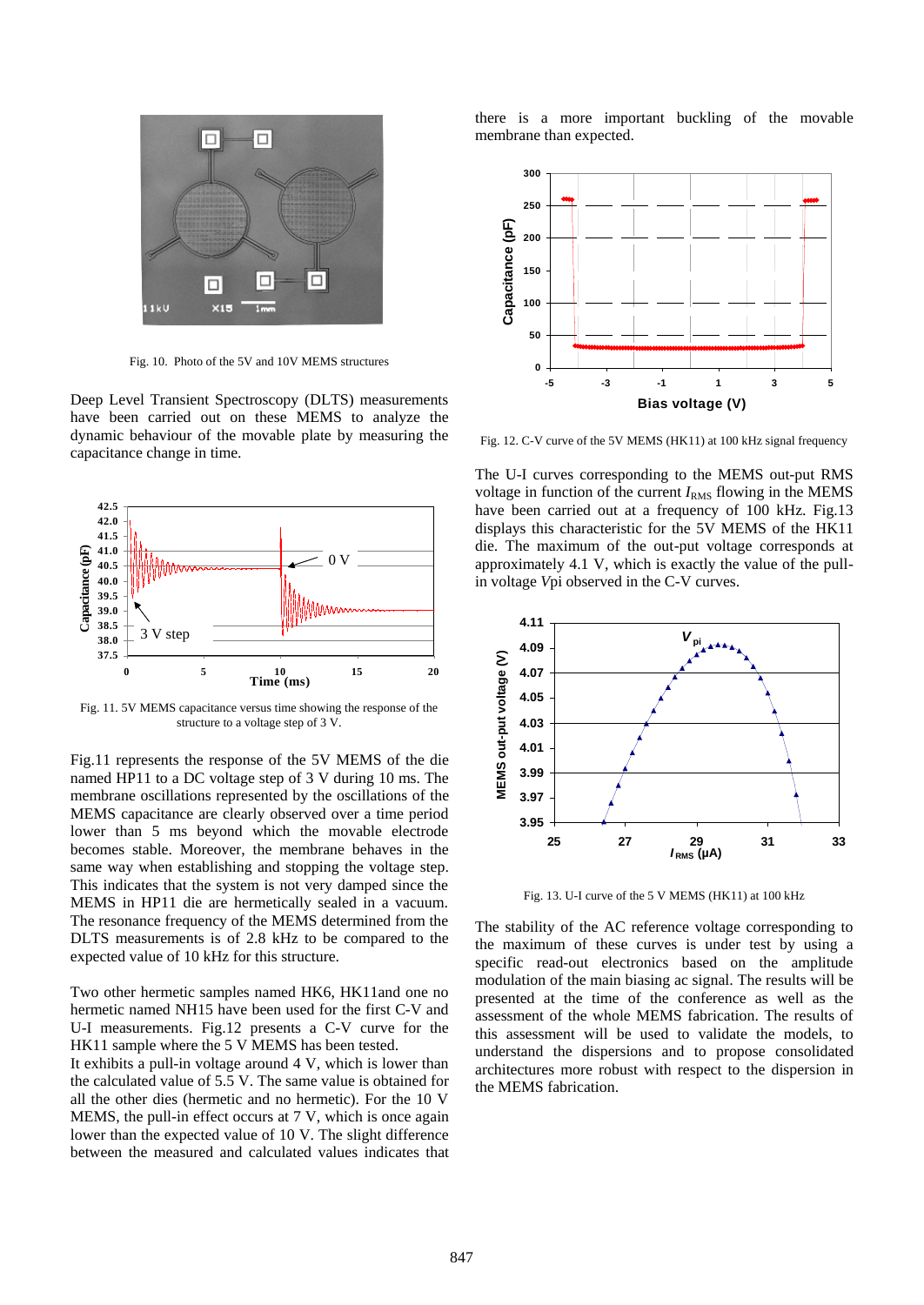Fig. 10. Photo of the 5V and 10V MEMS structures

Deep Level Transient Spectroscopy (DLTS) measurements have been carried out on these MEMS to analyze the dynamic behaviour of the movable plate by measuring the capacitance change in time.

Fig. 11. 5V MEMS capacitance versus time showing the response of the structure to a voltage step of 3 V.

Fig.11 represents the response of the 5V MEMS of the die named HP11 to a DC voltage step of 3 V during 10 ms. The membrane oscillations represented by the oscillations of the MEMS capacitance are clearly observed over a time period lower than 5 ms beyond which the movable electrode becomes stable. Moreover, the membrane behaves in the same way when establishing and stopping the voltage step. This indicates that the system is not very damped since the MEMS in HP11 die are hermetically sealed in a vacuum. The resonance frequency of the MEMS determined from the DLTS measurements is of 2.8 kHz to be compared to the expected value of 10 kHz for this structure.

Two other hermetic samples named HK6, HK11and one no hermetic named NH15 have been used for the first C-V and U-I measurements. Fig.12 presents a C-V curve for the HK11 sample where the 5 V MEMS has been tested.
It exhibits a pull-in voltage around 4 V, which is lower than the calculated value of 5.5 V. The same value is obtained for all the other dies (hermetic and no hermetic). For the 10 V MEMS, the pull-in effect occurs at 7 V, which is once again lower than the expected value of 10 V. The slight difference between the measured and calculated values indicates that there is a more important buckling of the movable membrane than expected.

Fig. 12. C-V curve of the 5V MEMS (HK11) at 100 kHz signal frequency

The U-I curves corresponding to the MEMS out-put RMS voltage in function of the current $I_{RMS}$ flowing in the MEMS have been carried out at a frequency of 100 kHz. Fig.13 displays this characteristic for the 5V MEMS of the HK11 die. The maximum of the out-put voltage corresponds at approximately 4.1 V, which is exactly the value of the pull-in voltage $V$pi observed in the C-V curves.

Fig. 13. U-I curve of the 5 V MEMS (HK11) at 100 kHz

The stability of the AC reference voltage corresponding to the maximum of these curves is under test by using a specific read-out electronics based on the amplitude modulation of the main biasing ac signal. The results will be presented at the time of the conference as well as the assessment of the whole MEMS fabrication. The results of this assessment will be used to validate the models, to understand the dispersions and to propose consolidated architectures more robust with respect to the dispersion in the MEMS fabrication.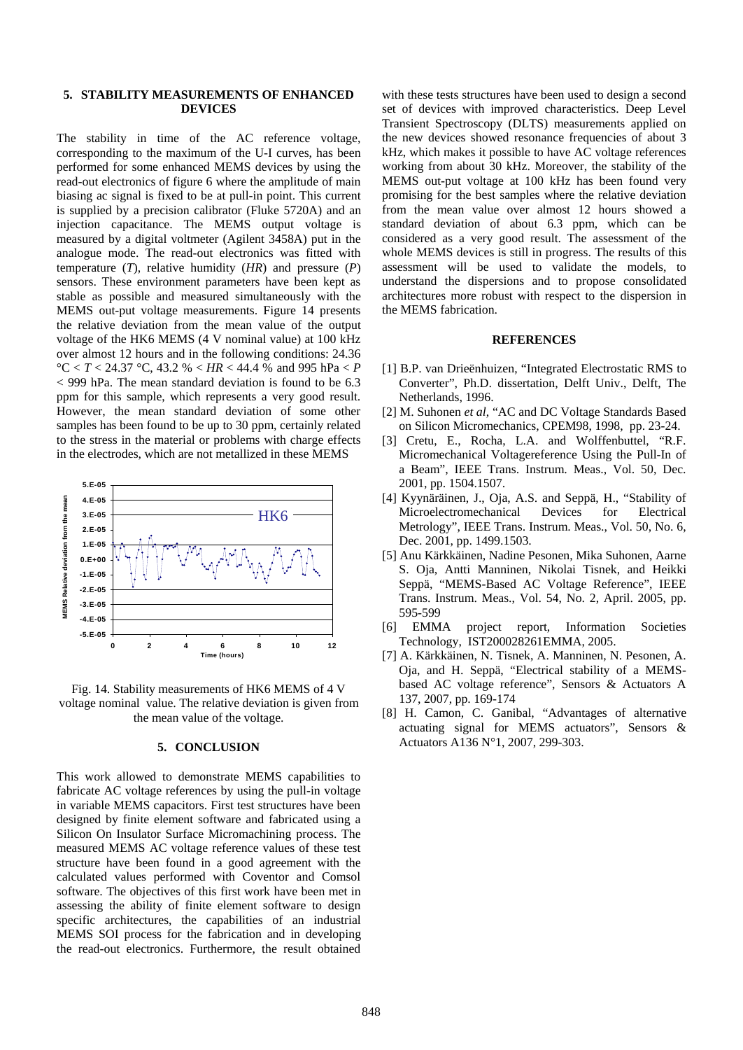## 5. STABILITY MEASUREMENTS OF ENHANCED DEVICES

The stability in time of the AC reference voltage, corresponding to the maximum of the U-I curves, has been performed for some enhanced MEMS devices by using the read-out electronics of figure 6 where the amplitude of main biasing ac signal is fixed to be at pull-in point. This current is supplied by a precision calibrator (Fluke 5720A) and an injection capacitance. The MEMS output voltage is measured by a digital voltmeter (Agilent 3458A) put in the analogue mode. The read-out electronics was fitted with temperature (*T*), relative humidity (*HR*) and pressure (*P*) sensors. These environment parameters have been kept as stable as possible and measured simultaneously with the MEMS out-put voltage measurements. Figure 14 presents the relative deviation from the mean value of the output voltage of the HK6 MEMS (4 V nominal value) at 100 kHz over almost 12 hours and in the following conditions: 24.36 °C < $T$ < 24.37 °C, 43.2 % < $HR$ < 44.4 % and 995 hPa < $P$ < 999 hPa. The mean standard deviation is found to be 6.3 ppm for this sample, which represents a very good result. However, the mean standard deviation of some other samples has been found to be up to 30 ppm, certainly related to the stress in the material or problems with charge effects in the electrodes, which are not metallized in these MEMS

MEMS Relative deviation from the mean

5.E-05
4.E-05
3.E-05
2.E-05
1.E-05
0.E+00
-1.E-05
-2.E-05
-3.E-05
-4.E-05
-5.E-05

HK6

0 2 4 6 8 10 12

Time (hours)

Fig. 14. Stability measurements of HK6 MEMS of 4 V voltage nominal value. The relative deviation is given from the mean value of the voltage.

## 5. CONCLUSION

This work allowed to demonstrate MEMS capabilities to fabricate AC voltage references by using the pull-in voltage in variable MEMS capacitors. First test structures have been designed by finite element software and fabricated using a Silicon On Insulator Surface Micromachining process. The measured MEMS AC voltage reference values of these test structure have been found in a good agreement with the calculated values performed with Coventor and Comsol software. The objectives of this first work have been met in assessing the ability of finite element software to design specific architectures, the capabilities of an industrial MEMS SOI process for the fabrication and in developing the read-out electronics. Furthermore, the result obtained with these tests structures have been used to design a second set of devices with improved characteristics. Deep Level Transient Spectroscopy (DLTS) measurements applied on the new devices showed resonance frequencies of about 3 kHz, which makes it possible to have AC voltage references working from about 30 kHz. Moreover, the stability of the MEMS out-put voltage at 100 kHz has been found very promising for the best samples where the relative deviation from the mean value over almost 12 hours showed a standard deviation of about 6.3 ppm, which can be considered as a very good result. The assessment of the whole MEMS devices is still in progress. The results of this assessment will be used to validate the models, to understand the dispersions and to propose consolidated architectures more robust with respect to the dispersion in the MEMS fabrication.

## REFERENCES

[1] B.P. van Drieënhuizen, "Integrated Electrostatic RMS to Converter", Ph.D. dissertation, Delft Univ., Delft, The Netherlands, 1996.

[2] M. Suhonen *et al*, "AC and DC Voltage Standards Based on Silicon Micromechanics, CPEM98, 1998, pp. 23-24.

[3] Cretu, E., Rocha, L.A. and Wolffenbuttel, "R.F. Micromechanical Voltagereference Using the Pull-In of a Beam", IEEE Trans. Instrum. Meas., Vol. 50, Dec. 2001, pp. 1504.1507.

[4] Kyynäräinen, J., Oja, A.S. and Seppä, H., "Stability of Microelectromechanical Devices for Electrical Metrology", IEEE Trans. Instrum. Meas., Vol. 50, No. 6, Dec. 2001, pp. 1499.1503.

[5] Anu Kärkkäinen, Nadine Pesonen, Mika Suhonen, Aarne S. Oja, Antti Manninen, Nikolai Tisnek, and Heikki Seppä, "MEMS-Based AC Voltage Reference", IEEE Trans. Instrum. Meas., Vol. 54, No. 2, April. 2005, pp. 595-599

[6] EMMA project report, Information Societies Technology, IST200028261EMMA, 2005.

[7] A. Kärkkäinen, N. Tisnek, A. Manninen, N. Pesonen, A. Oja, and H. Seppä, "Electrical stability of a MEMS-based AC voltage reference", Sensors & Actuators A 137, 2007, pp. 169-174

[8] H. Camon, C. Ganibal, "Advantages of alternative actuating signal for MEMS actuators", Sensors & Actuators A136 N°1, 2007, 299-303.